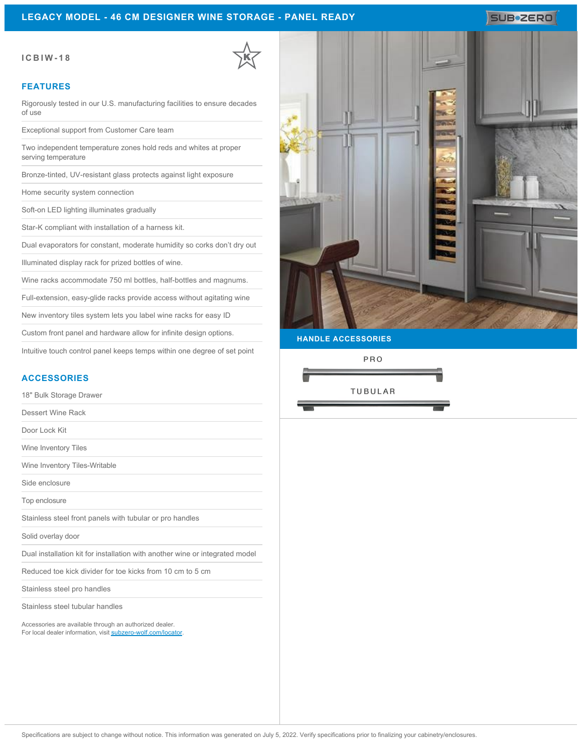# LEGACY MODEL - 46 CM DESIGNER WINE STORAGE - PANEL READY

SUB-ZERO

## ICBIW-18

### FEATURES

- Rigorously tested in our U.S. manufacturing facilities to ensure decades of use
- Exceptional support from Customer Care team
- Two independent temperature zones hold reds and whites at proper serving temperature
- Bronze-tinted, UV-resistant glass protects against light exposure
- Home security system connection
- Soft-on LED lighting illuminates gradually
- Star-K compliant with installation of a harness kit.
- Dual evaporators for constant, moderate humidity so corks don't dry out
- Illuminated display rack for prized bottles of wine.
- Wine racks accommodate 750 ml bottles, half-bottles and magnums.
- Full-extension, easy-glide racks provide access without agitating wine
- New inventory tiles system lets you label wine racks for easy ID
- Custom front panel and hardware allow for infinite design options.
- Intuitive touch control panel keeps temps within one degree of set point

### ACCESSORIES

- 18" Bulk Storage Drawer
- Dessert Wine Rack
- Door Lock Kit
- Wine Inventory Tiles
- Wine Inventory Tiles-Writable
- Side enclosure
- Top enclosure
- Stainless steel front panels with tubular or pro handles
- Solid overlay door
- Dual installation kit for installation with another wine or integrated model
- Reduced toe kick divider for toe kicks from 10 cm to 5 cm
- Stainless steel pro handles
- Stainless steel tubular handles

Accessories are available through an authorized dealer.
For local dealer information, visit [subzero-wolf.com/locator](subzero-wolf.com/locator).

### HANDLE ACCESSORIES

PRO

TUBULAR

Specifications are subject to change without notice. This information was generated on July 5, 2022. Verify specifications prior to finalizing your cabinetry/enclosures.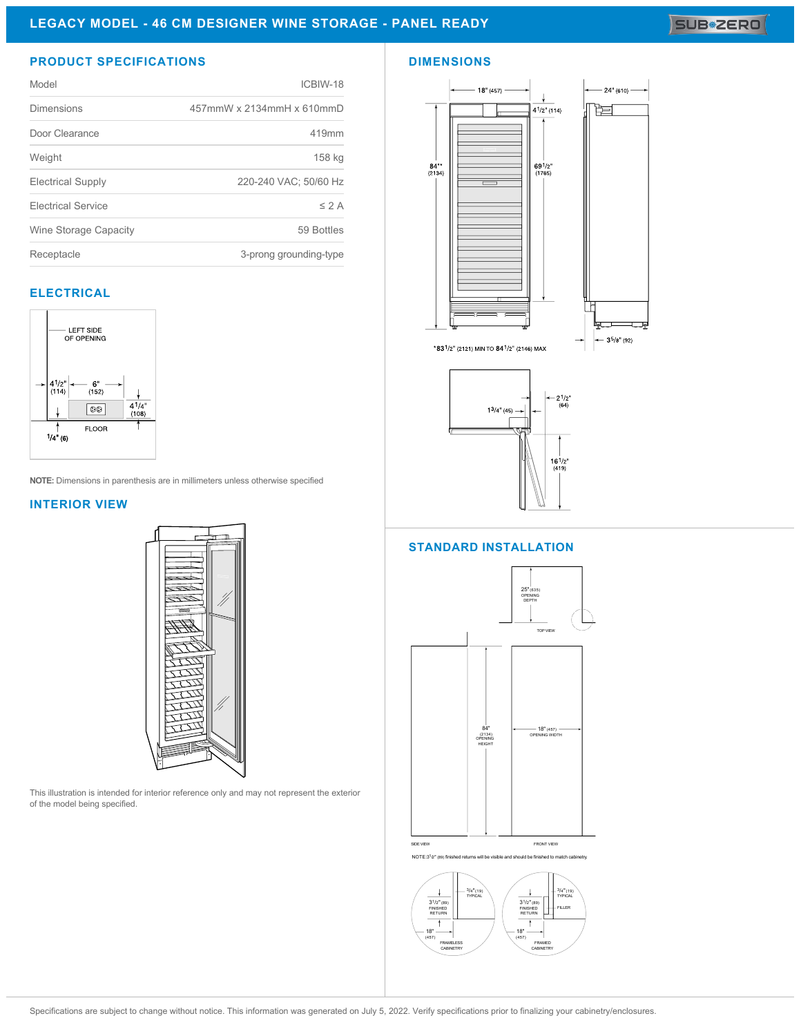# LEGACY MODEL - 46 CM DESIGNER WINE STORAGE - PANEL READY

## PRODUCT SPECIFICATIONS

| | |
|---|---|
| Model | ICBIW-18 |
| Dimensions | 457mmW x 2134mmH x 610mmD |
| Door Clearance | 419mm |
| Weight | 158 kg |
| Electrical Supply | 220-240 VAC; 50/60 Hz |
| Electrical Service | ≤ 2 A |
| Wine Storage Capacity | 59 Bottles |
| Receptacle | 3-prong grounding-type |

## ELECTRICAL

LEFT SIDE OF OPENING

4 1/2" (114)

6" (152)

4 1/4" (108)

1/4" (6)

FLOOR

**NOTE:** Dimensions in parenthesis are in millimeters unless otherwise specified

## INTERIOR VIEW

This illustration is intended for interior reference only and may not represent the exterior of the model being specified.

## DIMENSIONS

18" (457)

4 1/2" (114)

24" (610)

84"* (2134)

69 1/2" (1765)

3 5/8" (92)

*83 1/2" (2121) MIN TO 84 1/2" (2146) MAX

2 1/2" (64)

1 3/4" (45)

16 1/2" (419)

## STANDARD INSTALLATION

25" (635) OPENING DEPTH

TOP VIEW

84" (2134) OPENING HEIGHT

18" (457) OPENING WIDTH

SIDE VIEW

FRONT VIEW

NOTE: 3 1/2" (89) finished returns will be visible and should be finished to match cabinetry.

3/4" (19) TYPICAL

3 1/2" (89) FINISHED RETURN

18" (457)

FRAMELESS CABINETRY

3/4" (19) TYPICAL

3 1/2" (89) FINISHED RETURN

FILLER

18" (457)

FRAMED CABINETRY

Specifications are subject to change without notice. This information was generated on July 5, 2022. Verify specifications prior to finalizing your cabinetry/enclosures.